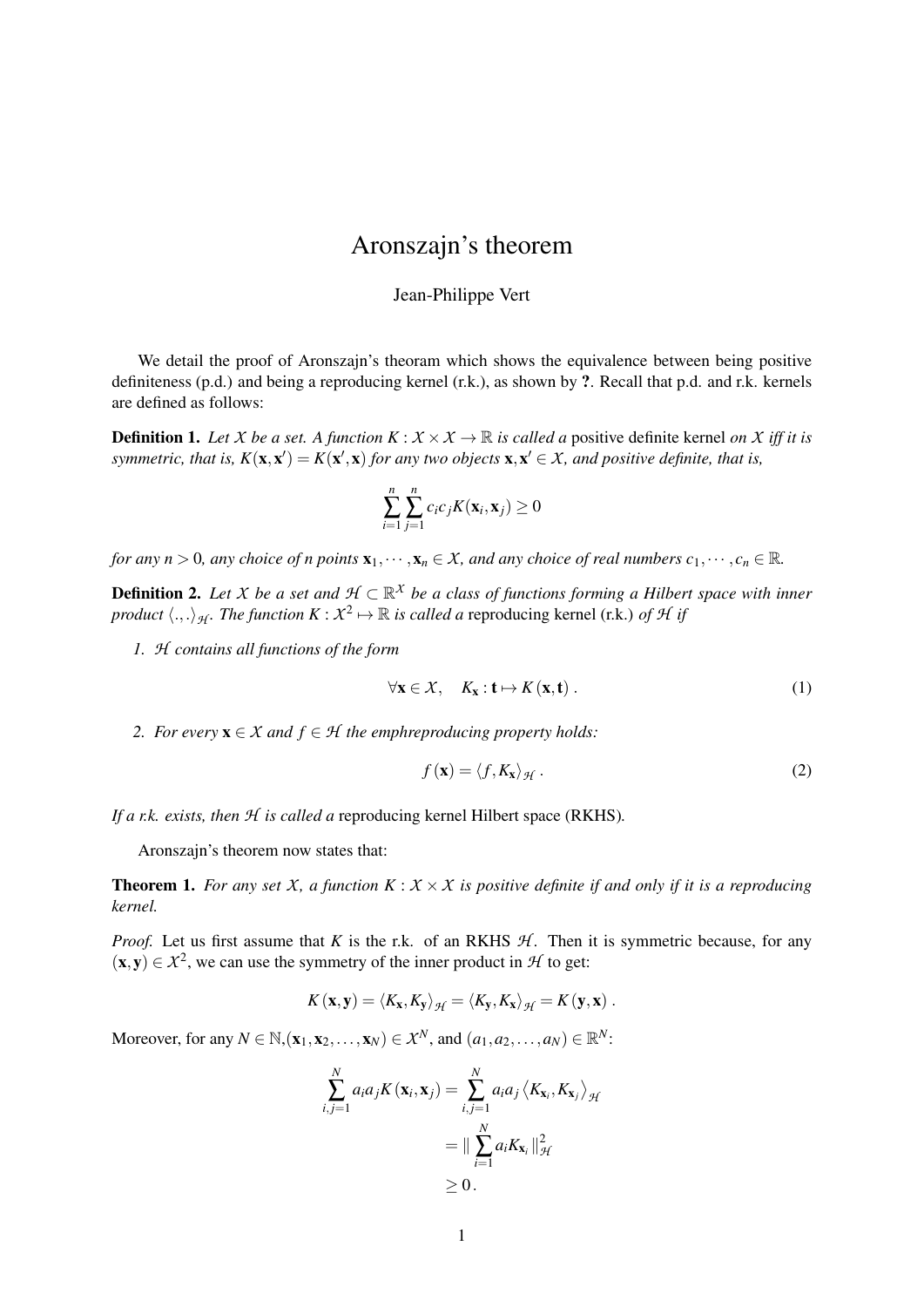# Aronszajn's theorem

Jean-Philippe Vert

We detail the proof of Aronszajn's theoram which shows the equivalence between being positive definiteness (p.d.) and being a reproducing kernel (r.k.), as shown by **?**. Recall that p.d. and r.k. kernels are defined as follows:

**Definition 1.** *Let $\mathcal{X}$ be a set. A function $K : \mathcal{X} \times \mathcal{X} \to \mathbb{R}$ is called a* positive definite kernel *on $\mathcal{X}$ iff it is symmetric, that is, $K(\mathbf{x}, \mathbf{x}') = K(\mathbf{x}', \mathbf{x})$ for any two objects $\mathbf{x}, \mathbf{x}' \in \mathcal{X}$, and positive definite, that is,*

$$\sum_{i=1}^{n} \sum_{j=1}^{n} c_i c_j K(\mathbf{x}_i, \mathbf{x}_j) \geq 0$$

*for any $n > 0$, any choice of $n$ points $\mathbf{x}_1, \cdots, \mathbf{x}_n \in \mathcal{X}$, and any choice of real numbers $c_1, \cdots, c_n \in \mathbb{R}$.*

**Definition 2.** *Let $\mathcal{X}$ be a set and $\mathcal{H} \subset \mathbb{R}^{\mathcal{X}}$ be a class of functions forming a Hilbert space with inner product $\langle .,. \rangle_{\mathcal{H}}$. The function $K : \mathcal{X}^2 \mapsto \mathbb{R}$ is called a* reproducing kernel (r.k.) *of $\mathcal{H}$ if*

1. *$\mathcal{H}$ contains all functions of the form*

$$\forall \mathbf{x} \in \mathcal{X}, \quad K_{\mathbf{x}} : \mathbf{t} \mapsto K(\mathbf{x}, \mathbf{t}) . \tag{1}$$

2. *For every $\mathbf{x} \in \mathcal{X}$ and $f \in \mathcal{H}$ the emphreproducing property holds:*

$$f(\mathbf{x}) = \langle f, K_{\mathbf{x}} \rangle_{\mathcal{H}} . \tag{2}$$

*If a r.k. exists, then $\mathcal{H}$ is called a* reproducing kernel Hilbert space (RKHS)*.*

Aronszajn's theorem now states that:

**Theorem 1.** *For any set $\mathcal{X}$, a function $K : \mathcal{X} \times \mathcal{X}$ is positive definite if and only if it is a reproducing kernel.*

*Proof.* Let us first assume that $K$ is the r.k. of an RKHS $\mathcal{H}$. Then it is symmetric because, for any $(\mathbf{x}, \mathbf{y}) \in \mathcal{X}^2$, we can use the symmetry of the inner product in $\mathcal{H}$ to get:

$$K(\mathbf{x}, \mathbf{y}) = \langle K_{\mathbf{x}}, K_{\mathbf{y}} \rangle_{\mathcal{H}} = \langle K_{\mathbf{y}}, K_{\mathbf{x}} \rangle_{\mathcal{H}} = K(\mathbf{y}, \mathbf{x}) .$$

Moreover, for any $N \in \mathbb{N}, (\mathbf{x}_1, \mathbf{x}_2, \ldots, \mathbf{x}_N) \in \mathcal{X}^N$, and $(a_1, a_2, \ldots, a_N) \in \mathbb{R}^N$:

$$\begin{aligned} \sum_{i,j=1}^{N} a_i a_j K(\mathbf{x}_i, \mathbf{x}_j) &= \sum_{i,j=1}^{N} a_i a_j \left\langle K_{\mathbf{x}_i}, K_{\mathbf{x}_j} \right\rangle_{\mathcal{H}} \\ &= \| \sum_{i=1}^{N} a_i K_{\mathbf{x}_i} \|_{\mathcal{H}}^2 \\ &\geq 0 . \end{aligned}$$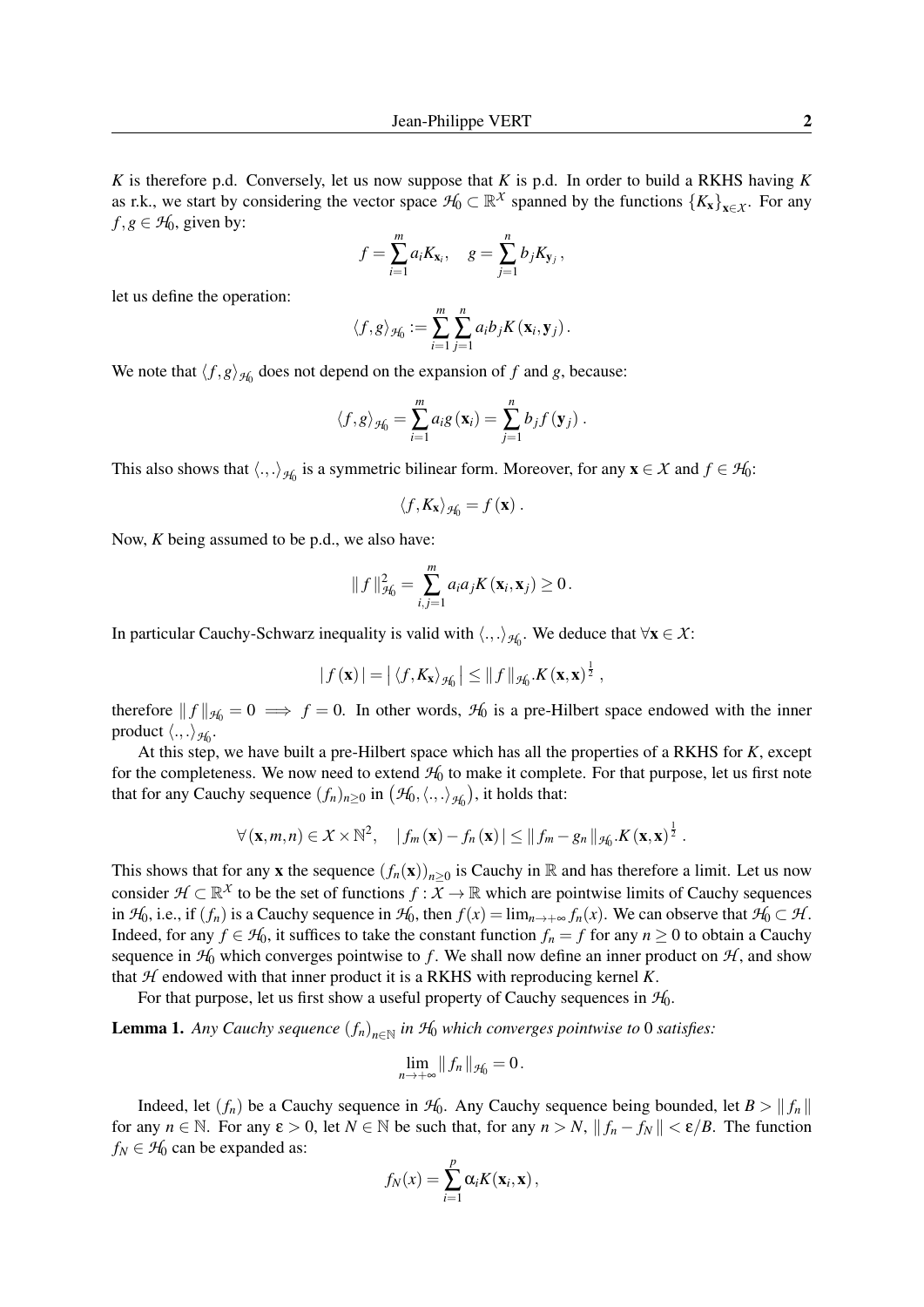$K$ is therefore p.d. Conversely, let us now suppose that $K$ is p.d. In order to build a RKHS having $K$ as r.k., we start by considering the vector space $\mathcal{H}_0 \subset \mathbb{R}^{\mathcal{X}}$ spanned by the functions $\{K_{\mathbf{x}}\}_{\mathbf{x}\in\mathcal{X}}$. For any $f, g \in \mathcal{H}_0$, given by:

$$f = \sum_{i=1}^{m} a_i K_{\mathbf{x}_i}, \quad g = \sum_{j=1}^{n} b_j K_{\mathbf{y}_j},$$

let us define the operation:

$$\langle f, g \rangle_{\mathcal{H}_0} := \sum_{i=1}^{m} \sum_{j=1}^{n} a_i b_j K(\mathbf{x}_i, \mathbf{y}_j).$$

We note that $\langle f, g \rangle_{\mathcal{H}_0}$ does not depend on the expansion of $f$ and $g$, because:

$$\langle f, g \rangle_{\mathcal{H}_0} = \sum_{i=1}^{m} a_i g(\mathbf{x}_i) = \sum_{j=1}^{n} b_j f(\mathbf{y}_j).$$

This also shows that $\langle ., . \rangle_{\mathcal{H}_0}$ is a symmetric bilinear form. Moreover, for any $\mathbf{x} \in \mathcal{X}$ and $f \in \mathcal{H}_0$:

$$\langle f, K_{\mathbf{x}} \rangle_{\mathcal{H}_0} = f(\mathbf{x}).$$

Now, $K$ being assumed to be p.d., we also have:

$$\| f \|_{\mathcal{H}_0}^2 = \sum_{i,j=1}^{m} a_i a_j K(\mathbf{x}_i, \mathbf{x}_j) \geq 0.$$

In particular Cauchy-Schwarz inequality is valid with $\langle ., . \rangle_{\mathcal{H}_0}$. We deduce that $\forall \mathbf{x} \in \mathcal{X}$:

$$| f(\mathbf{x}) | = | \langle f, K_{\mathbf{x}} \rangle_{\mathcal{H}_0} | \leq \| f \|_{\mathcal{H}_0} . K(\mathbf{x}, \mathbf{x})^{\frac{1}{2}},$$

therefore $\| f \|_{\mathcal{H}_0} = 0 \implies f = 0$. In other words, $\mathcal{H}_0$ is a pre-Hilbert space endowed with the inner product $\langle ., . \rangle_{\mathcal{H}_0}$.

At this step, we have built a pre-Hilbert space which has all the properties of a RKHS for $K$, except for the completeness. We now need to extend $\mathcal{H}_0$ to make it complete. For that purpose, let us first note that for any Cauchy sequence $(f_n)_{n\geq 0}$ in $\left(\mathcal{H}_0, \langle ., . \rangle_{\mathcal{H}_0}\right)$, it holds that:

$$\forall (\mathbf{x}, m, n) \in \mathcal{X} \times \mathbb{N}^2, \quad | f_m(\mathbf{x}) - f_n(\mathbf{x}) | \leq \| f_m - g_n \|_{\mathcal{H}_0} . K(\mathbf{x}, \mathbf{x})^{\frac{1}{2}}.$$

This shows that for any $\mathbf{x}$ the sequence $(f_n(\mathbf{x}))_{n\geq 0}$ is Cauchy in $\mathbb{R}$ and has therefore a limit. Let us now consider $\mathcal{H} \subset \mathbb{R}^{\mathcal{X}}$ to be the set of functions $f : \mathcal{X} \to \mathbb{R}$ which are pointwise limits of Cauchy sequences in $\mathcal{H}_0$, i.e., if $(f_n)$ is a Cauchy sequence in $\mathcal{H}_0$, then $f(x) = \lim_{n\to+\infty} f_n(x)$. We can observe that $\mathcal{H}_0 \subset \mathcal{H}$. Indeed, for any $f \in \mathcal{H}_0$, it suffices to take the constant function $f_n = f$ for any $n \geq 0$ to obtain a Cauchy sequence in $\mathcal{H}_0$ which converges pointwise to $f$. We shall now define an inner product on $\mathcal{H}$, and show that $\mathcal{H}$ endowed with that inner product it is a RKHS with reproducing kernel $K$.

For that purpose, let us first show a useful property of Cauchy sequences in $\mathcal{H}_0$.

**Lemma 1.** *Any Cauchy sequence $(f_n)_{n\in\mathbb{N}}$ in $\mathcal{H}_0$ which converges pointwise to 0 satisfies:*

$$\lim_{n\to+\infty} \| f_n \|_{\mathcal{H}_0} = 0.$$

Indeed, let $(f_n)$ be a Cauchy sequence in $\mathcal{H}_0$. Any Cauchy sequence being bounded, let $B > \| f_n \|$ for any $n \in \mathbb{N}$. For any $\varepsilon > 0$, let $N \in \mathbb{N}$ be such that, for any $n > N$, $\| f_n - f_N \| < \varepsilon / B$. The function $f_N \in \mathcal{H}_0$ can be expanded as:

$$f_N(x) = \sum_{i=1}^{p} \alpha_i K(\mathbf{x}_i, \mathbf{x}),$$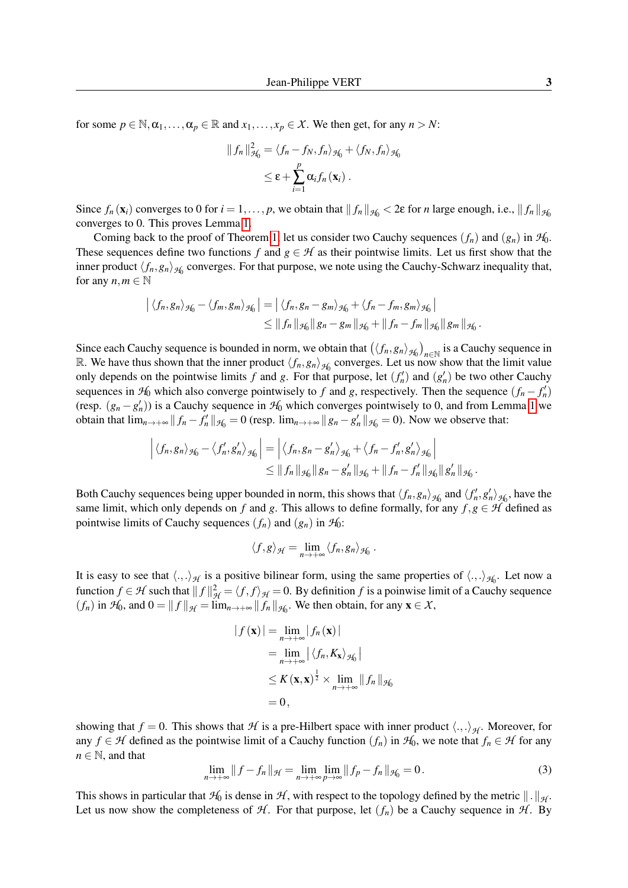for some $p \in \mathbb{N}, \alpha_1, \ldots, \alpha_p \in \mathbb{R}$ and $x_1, \ldots, x_p \in \mathcal{X}$. We then get, for any $n > N$:

$$
\begin{aligned}
\| f_n \|_{\mathcal{H}_0}^2 &= \langle f_n - f_N, f_n \rangle_{\mathcal{H}_0} + \langle f_N, f_n \rangle_{\mathcal{H}_0} \\
&\leq \varepsilon + \sum_{i=1}^{p} \alpha_i f_n(\mathbf{x}_i) \, .
\end{aligned}
$$

Since $f_n(\mathbf{x}_i)$ converges to 0 for $i = 1, \ldots, p$, we obtain that $\| f_n \|_{\mathcal{H}_0} < 2\varepsilon$ for $n$ large enough, i.e., $\| f_n \|_{\mathcal{H}_0}$ converges to 0. This proves Lemma 1.

Coming back to the proof of Theorem 1, let us consider two Cauchy sequences $(f_n)$ and $(g_n)$ in $\mathcal{H}_0$. These sequences define two functions $f$ and $g \in \mathcal{H}$ as their pointwise limits. Let us first show that the inner product $\langle f_n, g_n \rangle_{\mathcal{H}_0}$ converges. For that purpose, we note using the Cauchy-Schwarz inequality that, for any $n, m \in \mathbb{N}$

$$
\begin{aligned}
\left| \langle f_n, g_n \rangle_{\mathcal{H}_0} - \langle f_m, g_m \rangle_{\mathcal{H}_0} \right| &= \left| \langle f_n, g_n - g_m \rangle_{\mathcal{H}_0} + \langle f_n - f_m, g_m \rangle_{\mathcal{H}_0} \right| \\
&\leq \| f_n \|_{\mathcal{H}_0} \| g_n - g_m \|_{\mathcal{H}_0} + \| f_n - f_m \|_{\mathcal{H}_0} \| g_m \|_{\mathcal{H}_0} \, .
\end{aligned}
$$

Since each Cauchy sequence is bounded in norm, we obtain that $\left( \langle f_n, g_n \rangle_{\mathcal{H}_0} \right)_{n \in \mathbb{N}}$ is a Cauchy sequence in $\mathbb{R}$. We have thus shown that the inner product $\langle f_n, g_n \rangle_{\mathcal{H}_0}$ converges. Let us now show that the limit value only depends on the pointwise limits $f$ and $g$. For that purpose, let $(f'_n)$ and $(g'_n)$ be two other Cauchy sequences in $\mathcal{H}_0$ which also converge pointwisely to $f$ and $g$, respectively. Then the sequence $(f_n - f'_n)$ (resp. $(g_n - g'_n)$) is a Cauchy sequence in $\mathcal{H}_0$ which converges pointwisely to 0, and from Lemma 1 we obtain that $\lim_{n \to +\infty} \| f_n - f'_n \|_{\mathcal{H}_0} = 0$ (resp. $\lim_{n \to +\infty} \| g_n - g'_n \|_{\mathcal{H}_0} = 0$). Now we observe that:

$$
\begin{aligned}
\left| \langle f_n, g_n \rangle_{\mathcal{H}_0} - \langle f'_n, g'_n \rangle_{\mathcal{H}_0} \right| &= \left| \langle f_n, g_n - g'_n \rangle_{\mathcal{H}_0} + \langle f_n - f'_n, g'_n \rangle_{\mathcal{H}_0} \right| \\
&\leq \| f_n \|_{\mathcal{H}_0} \| g_n - g'_n \|_{\mathcal{H}_0} + \| f_n - f'_n \|_{\mathcal{H}_0} \| g'_n \|_{\mathcal{H}_0} \, .
\end{aligned}
$$

Both Cauchy sequences being upper bounded in norm, this shows that $\langle f_n, g_n \rangle_{\mathcal{H}_0}$ and $\langle f'_n, g'_n \rangle_{\mathcal{H}_0}$, have the same limit, which only depends on $f$ and $g$. This allows to define formally, for any $f, g \in \mathcal{H}$ defined as pointwise limits of Cauchy sequences $(f_n)$ and $(g_n)$ in $\mathcal{H}_0$:

$$
\langle f, g \rangle_{\mathcal{H}} = \lim_{n \to +\infty} \langle f_n, g_n \rangle_{\mathcal{H}_0} \, .
$$

It is easy to see that $\langle ., . \rangle_{\mathcal{H}}$ is a positive bilinear form, using the same properties of $\langle ., . \rangle_{\mathcal{H}_0}$. Let now a function $f \in \mathcal{H}$ such that $\| f \|_{\mathcal{H}}^2 = \langle f, f \rangle_{\mathcal{H}} = 0$. By definition $f$ is a poinwise limit of a Cauchy sequence $(f_n)$ in $\mathcal{H}_0$, and $0 = \| f \|_{\mathcal{H}} = \lim_{n \to +\infty} \| f_n \|_{\mathcal{H}_0}$. We then obtain, for any $\mathbf{x} \in \mathcal{X}$,

$$
\begin{aligned}
| f(\mathbf{x}) | &= \lim_{n \to +\infty} | f_n(\mathbf{x}) | \\
&= \lim_{n \to +\infty} \left| \langle f_n, K_{\mathbf{x}} \rangle_{\mathcal{H}_0} \right| \\
&\leq K(\mathbf{x}, \mathbf{x})^{\frac{1}{2}} \times \lim_{n \to +\infty} \| f_n \|_{\mathcal{H}_0} \\
&= 0 \, ,
\end{aligned}
$$

showing that $f = 0$. This shows that $\mathcal{H}$ is a pre-Hilbert space with inner product $\langle ., . \rangle_{\mathcal{H}}$. Moreover, for any $f \in \mathcal{H}$ defined as the pointwise limit of a Cauchy function $(f_n)$ in $\mathcal{H}_0$, we note that $f_n \in \mathcal{H}$ for any $n \in \mathbb{N}$, and that

$$
\lim_{n \to +\infty} \| f - f_n \|_{\mathcal{H}} = \lim_{n \to +\infty} \lim_{p \to \infty} \| f_p - f_n \|_{\mathcal{H}_0} = 0 \, . \tag{3}
$$

This shows in particular that $\mathcal{H}_0$ is dense in $\mathcal{H}$, with respect to the topology defined by the metric $\| . \|_{\mathcal{H}}$. Let us now show the completeness of $\mathcal{H}$. For that purpose, let $(f_n)$ be a Cauchy sequence in $\mathcal{H}$. By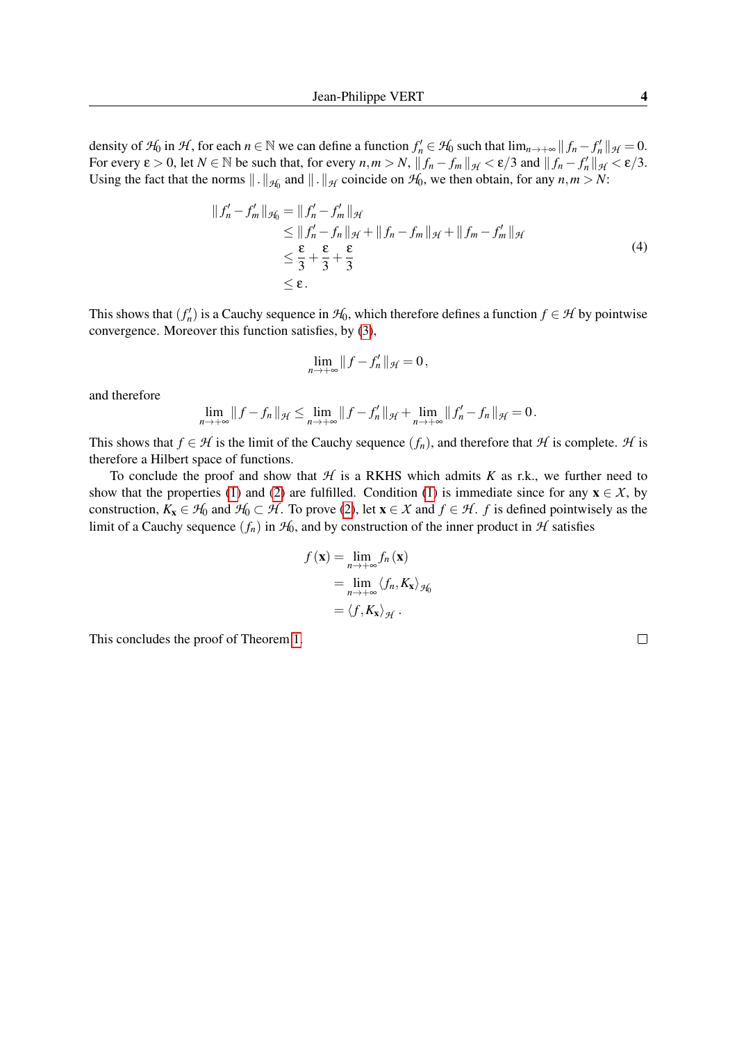density of $\mathcal{H}_0$ in $\mathcal{H}$, for each $n \in \mathbb{N}$ we can define a function $f'_n \in \mathcal{H}_0$ such that $\lim_{n\to+\infty} \| f_n - f'_n \|_{\mathcal{H}} = 0$. For every $\varepsilon > 0$, let $N \in \mathbb{N}$ be such that, for every $n, m > N$, $\| f_n - f_m \|_{\mathcal{H}} < \varepsilon/3$ and $\| f_n - f'_n \|_{\mathcal{H}} < \varepsilon/3$. Using the fact that the norms $\| . \|_{\mathcal{H}_0}$ and $\| . \|_{\mathcal{H}}$ coincide on $\mathcal{H}_0$, we then obtain, for any $n, m > N$:

$$
\begin{aligned}
\| f'_n - f'_m \|_{\mathcal{H}_0} &= \| f'_n - f'_m \|_{\mathcal{H}} \\
&\leq \| f'_n - f_n \|_{\mathcal{H}} + \| f_n - f_m \|_{\mathcal{H}} + \| f_m - f'_m \|_{\mathcal{H}} \\
&\leq \frac{\varepsilon}{3} + \frac{\varepsilon}{3} + \frac{\varepsilon}{3} \\
&\leq \varepsilon .
\end{aligned}
\tag{4}
$$

This shows that $(f'_n)$ is a Cauchy sequence in $\mathcal{H}_0$, which therefore defines a function $f \in \mathcal{H}$ by pointwise convergence. Moreover this function satisfies, by (3),

$$
\lim_{n\to+\infty} \| f - f'_n \|_{\mathcal{H}} = 0 ,
$$

and therefore

$$
\lim_{n\to+\infty} \| f - f_n \|_{\mathcal{H}} \leq \lim_{n\to+\infty} \| f - f'_n \|_{\mathcal{H}} + \lim_{n\to+\infty} \| f'_n - f_n \|_{\mathcal{H}} = 0 .
$$

This shows that $f \in \mathcal{H}$ is the limit of the Cauchy sequence $(f_n)$, and therefore that $\mathcal{H}$ is complete. $\mathcal{H}$ is therefore a Hilbert space of functions.

To conclude the proof and show that $\mathcal{H}$ is a RKHS which admits $K$ as r.k., we further need to show that the properties (1) and (2) are fulfilled. Condition (1) is immediate since for any $\mathbf{x} \in \mathcal{X}$, by construction, $K_{\mathbf{x}} \in \mathcal{H}_0$ and $\mathcal{H}_0 \subset \mathcal{H}$. To prove (2), let $\mathbf{x} \in \mathcal{X}$ and $f \in \mathcal{H}$. $f$ is defined pointwisely as the limit of a Cauchy sequence $(f_n)$ in $\mathcal{H}_0$, and by construction of the inner product in $\mathcal{H}$ satisfies

$$
\begin{aligned}
f(\mathbf{x}) &= \lim_{n\to+\infty} f_n(\mathbf{x}) \\
&= \lim_{n\to+\infty} \langle f_n, K_{\mathbf{x}} \rangle_{\mathcal{H}_0} \\
&= \langle f, K_{\mathbf{x}} \rangle_{\mathcal{H}} .
\end{aligned}
$$

This concludes the proof of Theorem 1. $\square$